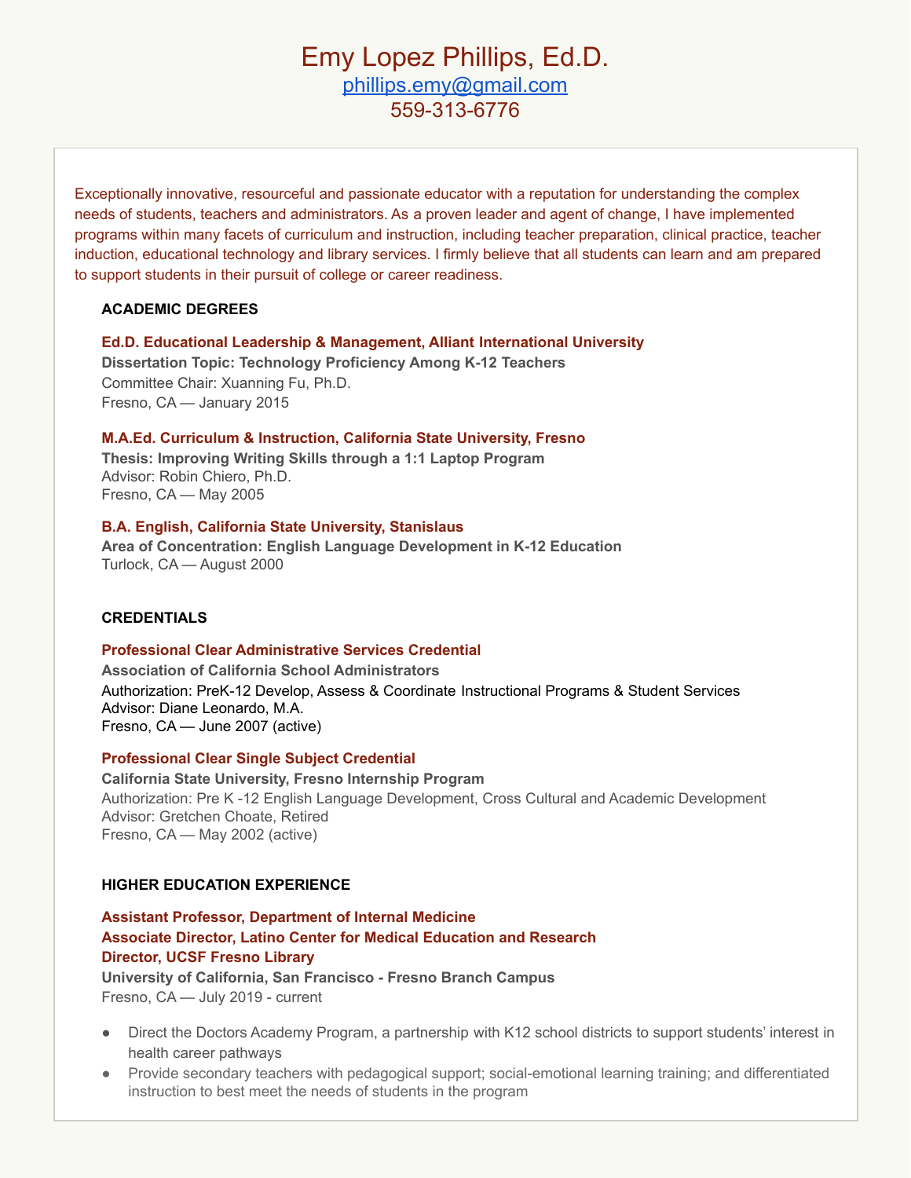# Emy Lopez Phillips, Ed.D.

phillips.emy@gmail.com
559-313-6776

Exceptionally innovative, resourceful and passionate educator with a reputation for understanding the complex needs of students, teachers and administrators. As a proven leader and agent of change, I have implemented programs within many facets of curriculum and instruction, including teacher preparation, clinical practice, teacher induction, educational technology and library services. I firmly believe that all students can learn and am prepared to support students in their pursuit of college or career readiness.

## ACADEMIC DEGREES

**Ed.D. Educational Leadership & Management, Alliant International University**
**Dissertation Topic: Technology Proficiency Among K-12 Teachers**
Committee Chair: Xuanning Fu, Ph.D.
Fresno, CA — January 2015

**M.A.Ed. Curriculum & Instruction, California State University, Fresno**
**Thesis: Improving Writing Skills through a 1:1 Laptop Program**
Advisor: Robin Chiero, Ph.D.
Fresno, CA — May 2005

**B.A. English, California State University, Stanislaus**
**Area of Concentration: English Language Development in K-12 Education**
Turlock, CA — August 2000

## CREDENTIALS

**Professional Clear Administrative Services Credential**
**Association of California School Administrators**
Authorization: PreK-12 Develop, Assess & Coordinate Instructional Programs & Student Services
Advisor: Diane Leonardo, M.A.
Fresno, CA — June 2007 (active)

**Professional Clear Single Subject Credential**
**California State University, Fresno Internship Program**
Authorization: Pre K -12 English Language Development, Cross Cultural and Academic Development
Advisor: Gretchen Choate, Retired
Fresno, CA — May 2002 (active)

## HIGHER EDUCATION EXPERIENCE

**Assistant Professor, Department of Internal Medicine**
**Associate Director, Latino Center for Medical Education and Research**
**Director, UCSF Fresno Library**
**University of California, San Francisco - Fresno Branch Campus**
Fresno, CA — July 2019 - current

- Direct the Doctors Academy Program, a partnership with K12 school districts to support students' interest in health career pathways
- Provide secondary teachers with pedagogical support; social-emotional learning training; and differentiated instruction to best meet the needs of students in the program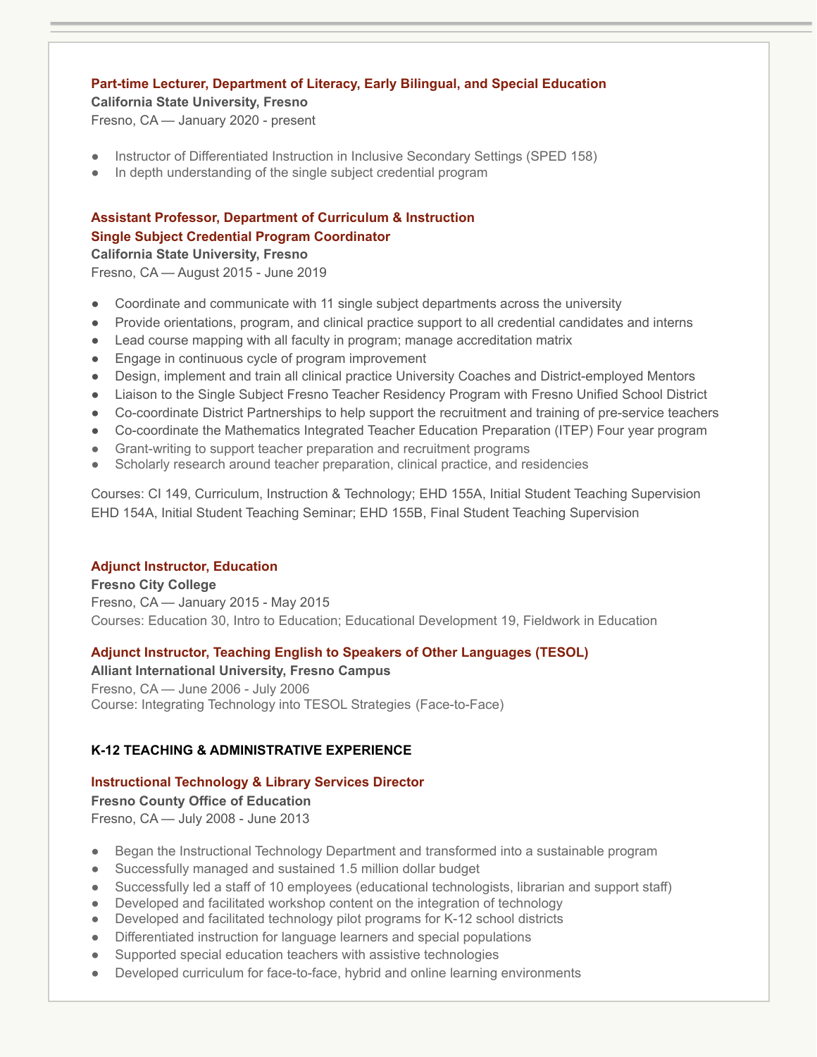**Part-time Lecturer, Department of Literacy, Early Bilingual, and Special Education**
**California State University, Fresno**
Fresno, CA — January 2020 - present

- Instructor of Differentiated Instruction in Inclusive Secondary Settings (SPED 158)
- In depth understanding of the single subject credential program

**Assistant Professor, Department of Curriculum & Instruction**
**Single Subject Credential Program Coordinator**
**California State University, Fresno**
Fresno, CA — August 2015 - June 2019

- Coordinate and communicate with 11 single subject departments across the university
- Provide orientations, program, and clinical practice support to all credential candidates and interns
- Lead course mapping with all faculty in program; manage accreditation matrix
- Engage in continuous cycle of program improvement
- Design, implement and train all clinical practice University Coaches and District-employed Mentors
- Liaison to the Single Subject Fresno Teacher Residency Program with Fresno Unified School District
- Co-coordinate District Partnerships to help support the recruitment and training of pre-service teachers
- Co-coordinate the Mathematics Integrated Teacher Education Preparation (ITEP) Four year program
- Grant-writing to support teacher preparation and recruitment programs
- Scholarly research around teacher preparation, clinical practice, and residencies

Courses: CI 149, Curriculum, Instruction & Technology; EHD 155A, Initial Student Teaching Supervision
EHD 154A, Initial Student Teaching Seminar; EHD 155B, Final Student Teaching Supervision

**Adjunct Instructor, Education**
**Fresno City College**
Fresno, CA — January 2015 - May 2015
Courses: Education 30, Intro to Education; Educational Development 19, Fieldwork in Education

**Adjunct Instructor, Teaching English to Speakers of Other Languages (TESOL)**
**Alliant International University, Fresno Campus**
Fresno, CA — June 2006 - July 2006
Course: Integrating Technology into TESOL Strategies (Face-to-Face)

## K-12 TEACHING & ADMINISTRATIVE EXPERIENCE

**Instructional Technology & Library Services Director**
**Fresno County Office of Education**
Fresno, CA — July 2008 - June 2013

- Began the Instructional Technology Department and transformed into a sustainable program
- Successfully managed and sustained 1.5 million dollar budget
- Successfully led a staff of 10 employees (educational technologists, librarian and support staff)
- Developed and facilitated workshop content on the integration of technology
- Developed and facilitated technology pilot programs for K-12 school districts
- Differentiated instruction for language learners and special populations
- Supported special education teachers with assistive technologies
- Developed curriculum for face-to-face, hybrid and online learning environments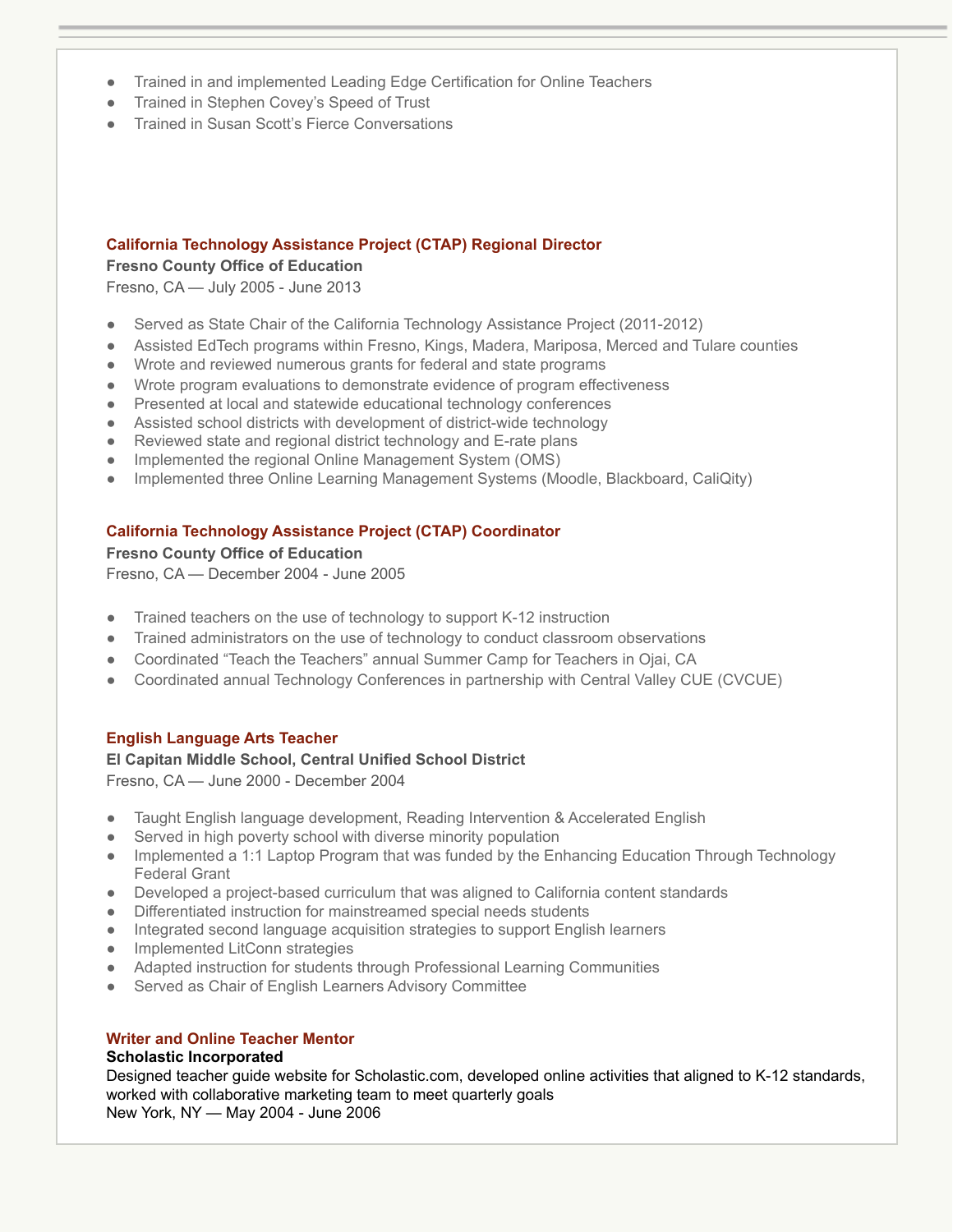- Trained in and implemented Leading Edge Certification for Online Teachers
- Trained in Stephen Covey's Speed of Trust
- Trained in Susan Scott's Fierce Conversations

### California Technology Assistance Project (CTAP) Regional Director

**Fresno County Office of Education**

Fresno, CA — July 2005 - June 2013

- Served as State Chair of the California Technology Assistance Project (2011-2012)
- Assisted EdTech programs within Fresno, Kings, Madera, Mariposa, Merced and Tulare counties
- Wrote and reviewed numerous grants for federal and state programs
- Wrote program evaluations to demonstrate evidence of program effectiveness
- Presented at local and statewide educational technology conferences
- Assisted school districts with development of district-wide technology
- Reviewed state and regional district technology and E-rate plans
- Implemented the regional Online Management System (OMS)
- Implemented three Online Learning Management Systems (Moodle, Blackboard, CaliQity)

### California Technology Assistance Project (CTAP) Coordinator

**Fresno County Office of Education**

Fresno, CA — December 2004 - June 2005

- Trained teachers on the use of technology to support K-12 instruction
- Trained administrators on the use of technology to conduct classroom observations
- Coordinated "Teach the Teachers" annual Summer Camp for Teachers in Ojai, CA
- Coordinated annual Technology Conferences in partnership with Central Valley CUE (CVCUE)

### English Language Arts Teacher

**El Capitan Middle School, Central Unified School District**

Fresno, CA — June 2000 - December 2004

- Taught English language development, Reading Intervention & Accelerated English
- Served in high poverty school with diverse minority population
- Implemented a 1:1 Laptop Program that was funded by the Enhancing Education Through Technology Federal Grant
- Developed a project-based curriculum that was aligned to California content standards
- Differentiated instruction for mainstreamed special needs students
- Integrated second language acquisition strategies to support English learners
- Implemented LitConn strategies
- Adapted instruction for students through Professional Learning Communities
- Served as Chair of English Learners Advisory Committee

### Writer and Online Teacher Mentor

**Scholastic Incorporated**

Designed teacher guide website for Scholastic.com, developed online activities that aligned to K-12 standards, worked with collaborative marketing team to meet quarterly goals

New York, NY — May 2004 - June 2006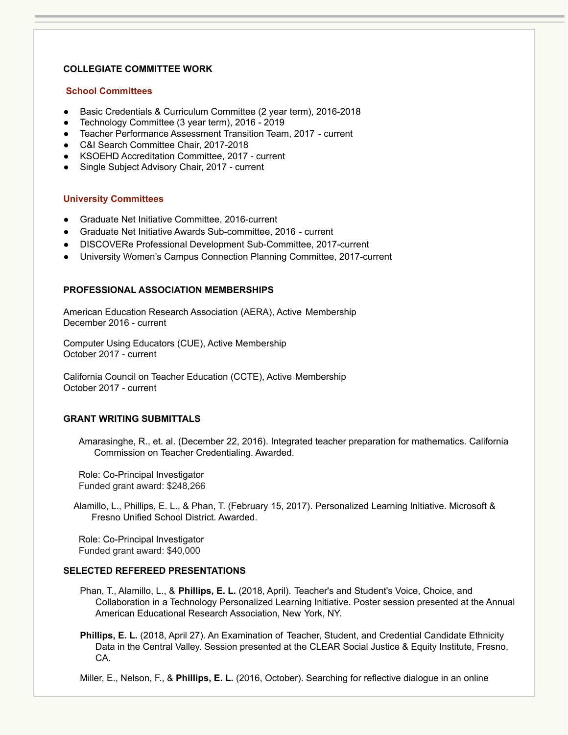## COLLEGIATE COMMITTEE WORK

### School Committees

- Basic Credentials & Curriculum Committee (2 year term), 2016-2018
- Technology Committee (3 year term), 2016 - 2019
- Teacher Performance Assessment Transition Team, 2017 - current
- C&I Search Committee Chair, 2017-2018
- KSOEHD Accreditation Committee, 2017 - current
- Single Subject Advisory Chair, 2017 - current

### University Committees

- Graduate Net Initiative Committee, 2016-current
- Graduate Net Initiative Awards Sub-committee, 2016 - current
- DISCOVERe Professional Development Sub-Committee, 2017-current
- University Women's Campus Connection Planning Committee, 2017-current

## PROFESSIONAL ASSOCIATION MEMBERSHIPS

American Education Research Association (AERA), Active Membership
December 2016 - current

Computer Using Educators (CUE), Active Membership
October 2017 - current

California Council on Teacher Education (CCTE), Active Membership
October 2017 - current

## GRANT WRITING SUBMITTALS

Amarasinghe, R., et. al. (December 22, 2016). Integrated teacher preparation for mathematics. California Commission on Teacher Credentialing. Awarded.

Role: Co-Principal Investigator
Funded grant award: $248,266

Alamillo, L., Phillips, E. L., & Phan, T. (February 15, 2017). Personalized Learning Initiative. Microsoft & Fresno Unified School District. Awarded.

Role: Co-Principal Investigator
Funded grant award: $40,000

## SELECTED REFEREED PRESENTATIONS

Phan, T., Alamillo, L., & **Phillips, E. L.** (2018, April). Teacher's and Student's Voice, Choice, and Collaboration in a Technology Personalized Learning Initiative. Poster session presented at the Annual American Educational Research Association, New York, NY.

**Phillips, E. L.** (2018, April 27). An Examination of Teacher, Student, and Credential Candidate Ethnicity Data in the Central Valley. Session presented at the CLEAR Social Justice & Equity Institute, Fresno, CA.

Miller, E., Nelson, F., & **Phillips, E. L.** (2016, October). Searching for reflective dialogue in an online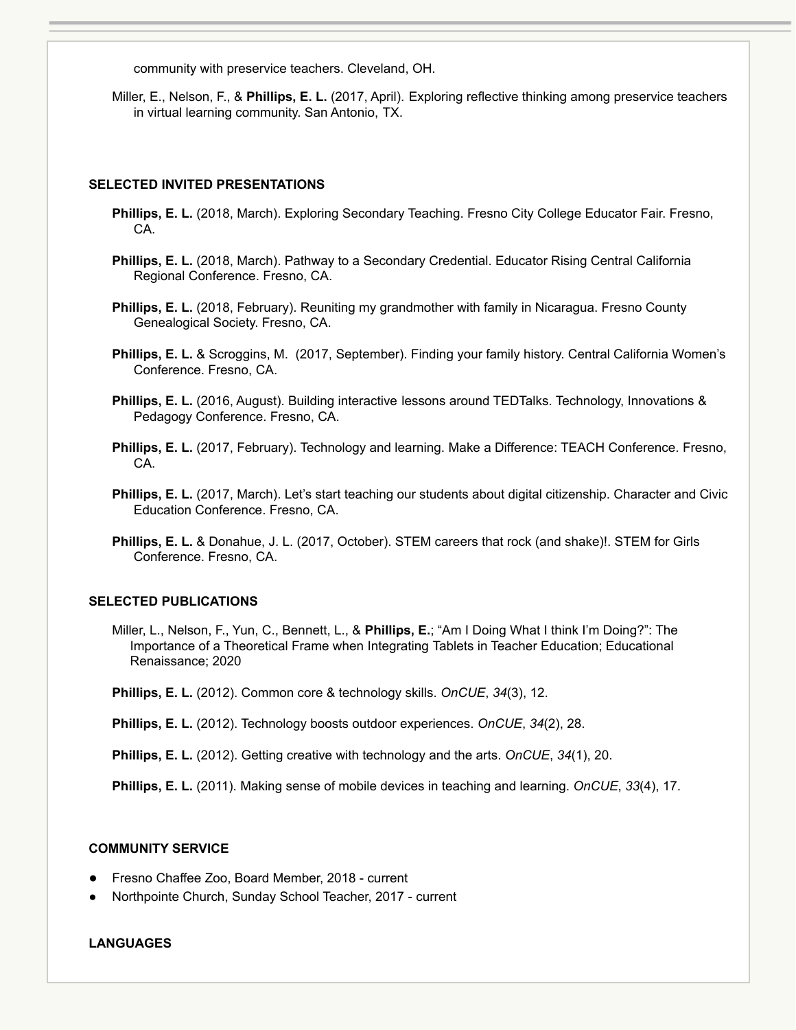community with preservice teachers. Cleveland, OH.

Miller, E., Nelson, F., & **Phillips, E. L.** (2017, April). Exploring reflective thinking among preservice teachers in virtual learning community. San Antonio, TX.

## SELECTED INVITED PRESENTATIONS

**Phillips, E. L.** (2018, March). Exploring Secondary Teaching. Fresno City College Educator Fair. Fresno, CA.

**Phillips, E. L.** (2018, March). Pathway to a Secondary Credential. Educator Rising Central California Regional Conference. Fresno, CA.

**Phillips, E. L.** (2018, February). Reuniting my grandmother with family in Nicaragua. Fresno County Genealogical Society. Fresno, CA.

**Phillips, E. L.** & Scroggins, M. (2017, September). Finding your family history. Central California Women's Conference. Fresno, CA.

**Phillips, E. L.** (2016, August). Building interactive lessons around TEDTalks. Technology, Innovations & Pedagogy Conference. Fresno, CA.

**Phillips, E. L.** (2017, February). Technology and learning. Make a Difference: TEACH Conference. Fresno, CA.

**Phillips, E. L.** (2017, March). Let's start teaching our students about digital citizenship. Character and Civic Education Conference. Fresno, CA.

**Phillips, E. L.** & Donahue, J. L. (2017, October). STEM careers that rock (and shake)!. STEM for Girls Conference. Fresno, CA.

## SELECTED PUBLICATIONS

Miller, L., Nelson, F., Yun, C., Bennett, L., & **Phillips, E.**; "Am I Doing What I think I'm Doing?": The Importance of a Theoretical Frame when Integrating Tablets in Teacher Education; Educational Renaissance; 2020

**Phillips, E. L.** (2012). Common core & technology skills. *OnCUE*, *34*(3), 12.

**Phillips, E. L.** (2012). Technology boosts outdoor experiences. *OnCUE*, *34*(2), 28.

**Phillips, E. L.** (2012). Getting creative with technology and the arts. *OnCUE*, *34*(1), 20.

**Phillips, E. L.** (2011). Making sense of mobile devices in teaching and learning. *OnCUE*, *33*(4), 17.

## COMMUNITY SERVICE

- Fresno Chaffee Zoo, Board Member, 2018 - current
- Northpointe Church, Sunday School Teacher, 2017 - current

## LANGUAGES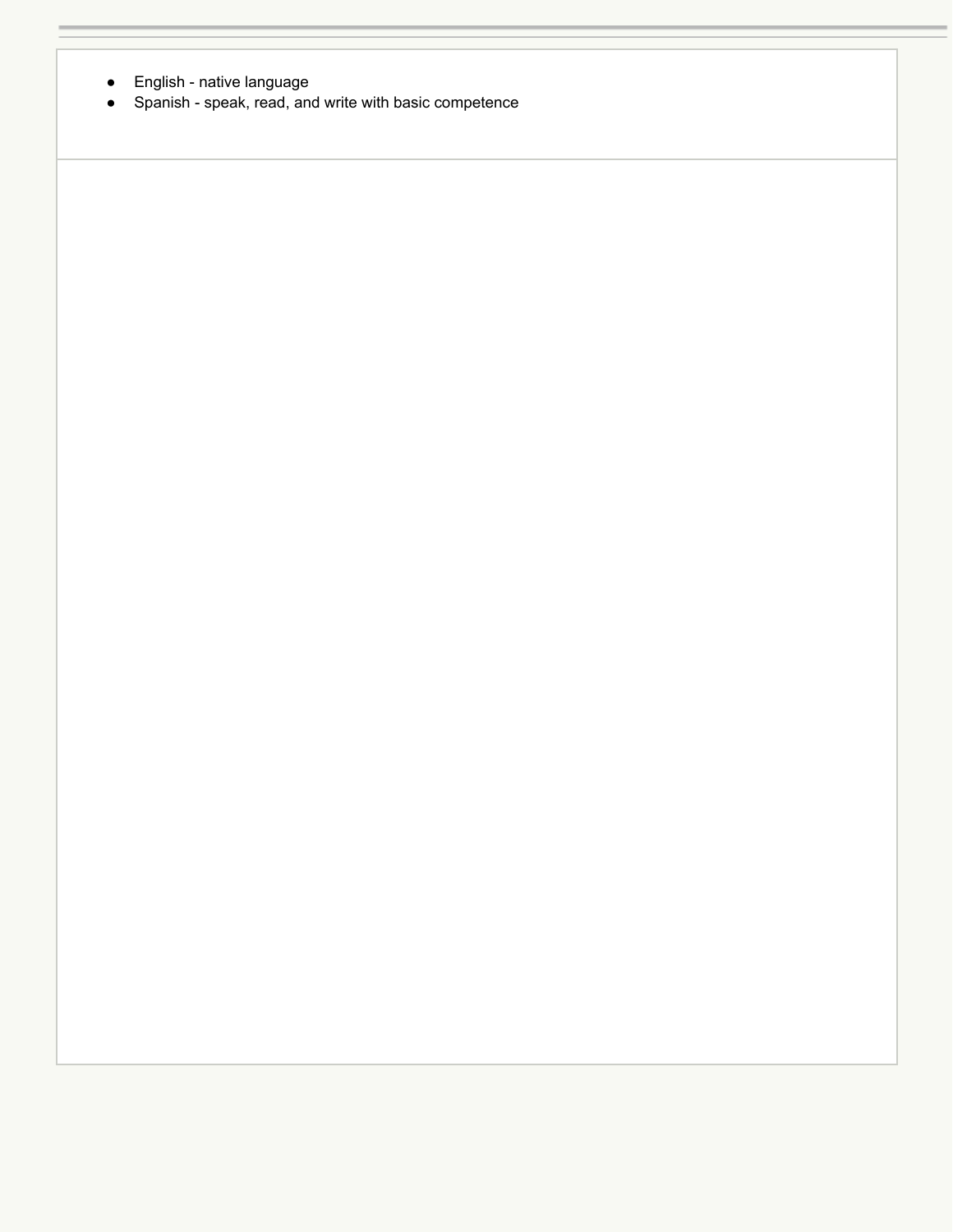- English - native language
- Spanish - speak, read, and write with basic competence